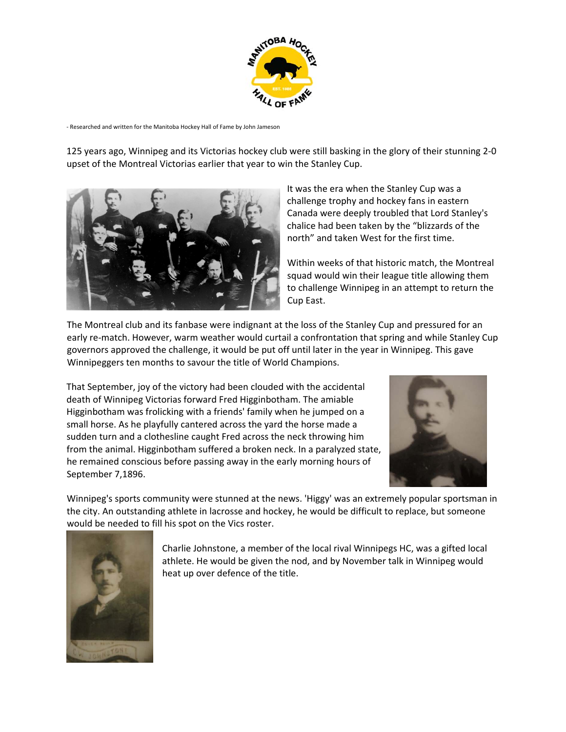- Researched and written for the Manitoba Hockey Hall of Fame by John Jameson

125 years ago, Winnipeg and its Victorias hockey club were still basking in the glory of their stunning 2-0 upset of the Montreal Victorias earlier that year to win the Stanley Cup.

It was the era when the Stanley Cup was a challenge trophy and hockey fans in eastern Canada were deeply troubled that Lord Stanley's chalice had been taken by the "blizzards of the north" and taken West for the first time.

Within weeks of that historic match, the Montreal squad would win their league title allowing them to challenge Winnipeg in an attempt to return the Cup East.

The Montreal club and its fanbase were indignant at the loss of the Stanley Cup and pressured for an early re-match. However, warm weather would curtail a confrontation that spring and while Stanley Cup governors approved the challenge, it would be put off until later in the year in Winnipeg. This gave Winnipeggers ten months to savour the title of World Champions.

That September, joy of the victory had been clouded with the accidental death of Winnipeg Victorias forward Fred Higginbotham. The amiable Higginbotham was frolicking with a friends' family when he jumped on a small horse. As he playfully cantered across the yard the horse made a sudden turn and a clothesline caught Fred across the neck throwing him from the animal. Higginbotham suffered a broken neck. In a paralyzed state, he remained conscious before passing away in the early morning hours of September 7,1896.

Winnipeg's sports community were stunned at the news. 'Higgy' was an extremely popular sportsman in the city. An outstanding athlete in lacrosse and hockey, he would be difficult to replace, but someone would be needed to fill his spot on the Vics roster.

Charlie Johnstone, a member of the local rival Winnipegs HC, was a gifted local athlete. He would be given the nod, and by November talk in Winnipeg would heat up over defence of the title.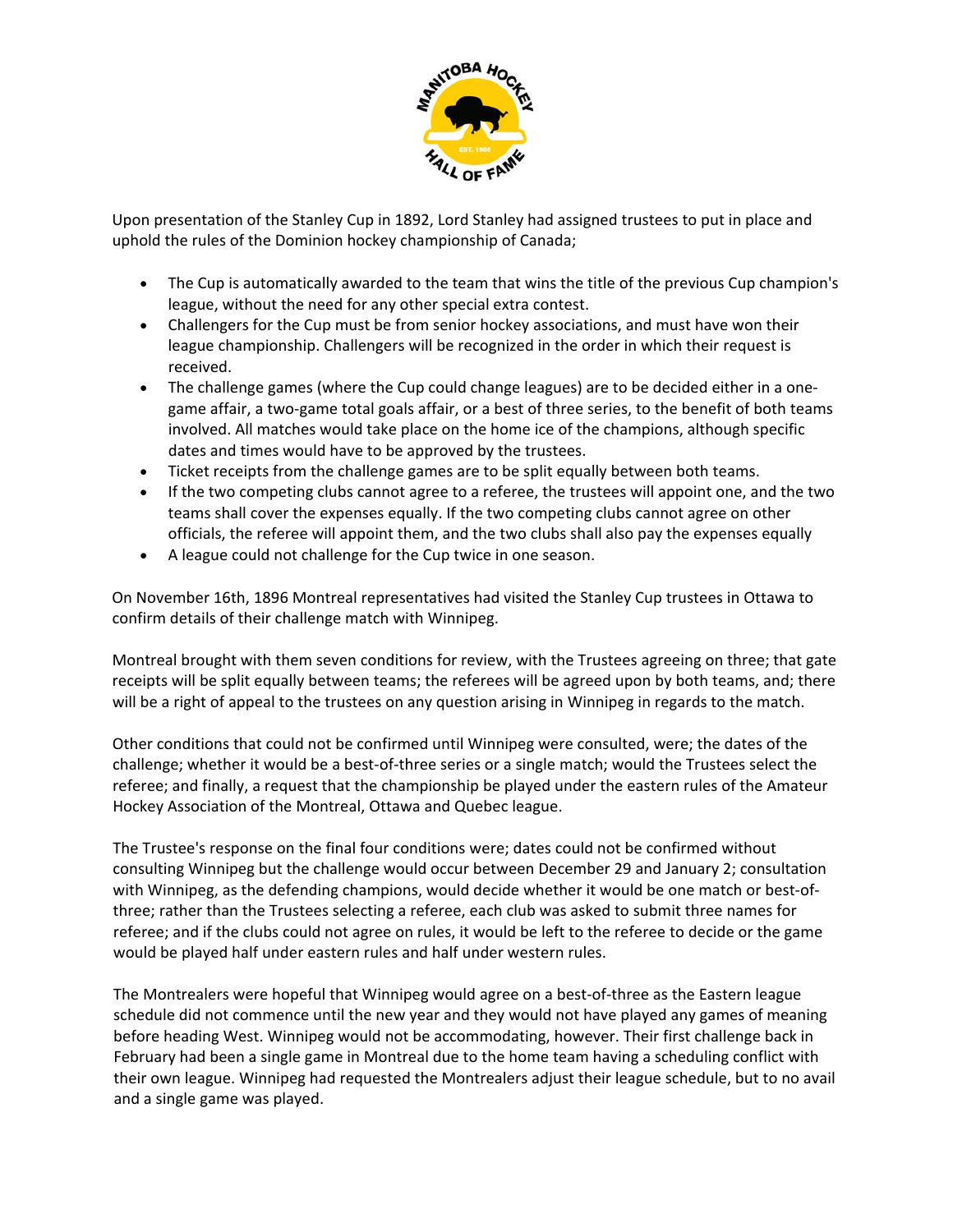Upon presentation of the Stanley Cup in 1892, Lord Stanley had assigned trustees to put in place and uphold the rules of the Dominion hockey championship of Canada;

- The Cup is automatically awarded to the team that wins the title of the previous Cup champion's league, without the need for any other special extra contest.
- Challengers for the Cup must be from senior hockey associations, and must have won their league championship. Challengers will be recognized in the order in which their request is received.
- The challenge games (where the Cup could change leagues) are to be decided either in a one-game affair, a two-game total goals affair, or a best of three series, to the benefit of both teams involved. All matches would take place on the home ice of the champions, although specific dates and times would have to be approved by the trustees.
- Ticket receipts from the challenge games are to be split equally between both teams.
- If the two competing clubs cannot agree to a referee, the trustees will appoint one, and the two teams shall cover the expenses equally. If the two competing clubs cannot agree on other officials, the referee will appoint them, and the two clubs shall also pay the expenses equally
- A league could not challenge for the Cup twice in one season.

On November 16th, 1896 Montreal representatives had visited the Stanley Cup trustees in Ottawa to confirm details of their challenge match with Winnipeg.

Montreal brought with them seven conditions for review, with the Trustees agreeing on three; that gate receipts will be split equally between teams; the referees will be agreed upon by both teams, and; there will be a right of appeal to the trustees on any question arising in Winnipeg in regards to the match.

Other conditions that could not be confirmed until Winnipeg were consulted, were; the dates of the challenge; whether it would be a best-of-three series or a single match; would the Trustees select the referee; and finally, a request that the championship be played under the eastern rules of the Amateur Hockey Association of the Montreal, Ottawa and Quebec league.

The Trustee's response on the final four conditions were; dates could not be confirmed without consulting Winnipeg but the challenge would occur between December 29 and January 2; consultation with Winnipeg, as the defending champions, would decide whether it would be one match or best-of-three; rather than the Trustees selecting a referee, each club was asked to submit three names for referee; and if the clubs could not agree on rules, it would be left to the referee to decide or the game would be played half under eastern rules and half under western rules.

The Montrealers were hopeful that Winnipeg would agree on a best-of-three as the Eastern league schedule did not commence until the new year and they would not have played any games of meaning before heading West. Winnipeg would not be accommodating, however. Their first challenge back in February had been a single game in Montreal due to the home team having a scheduling conflict with their own league. Winnipeg had requested the Montrealers adjust their league schedule, but to no avail and a single game was played.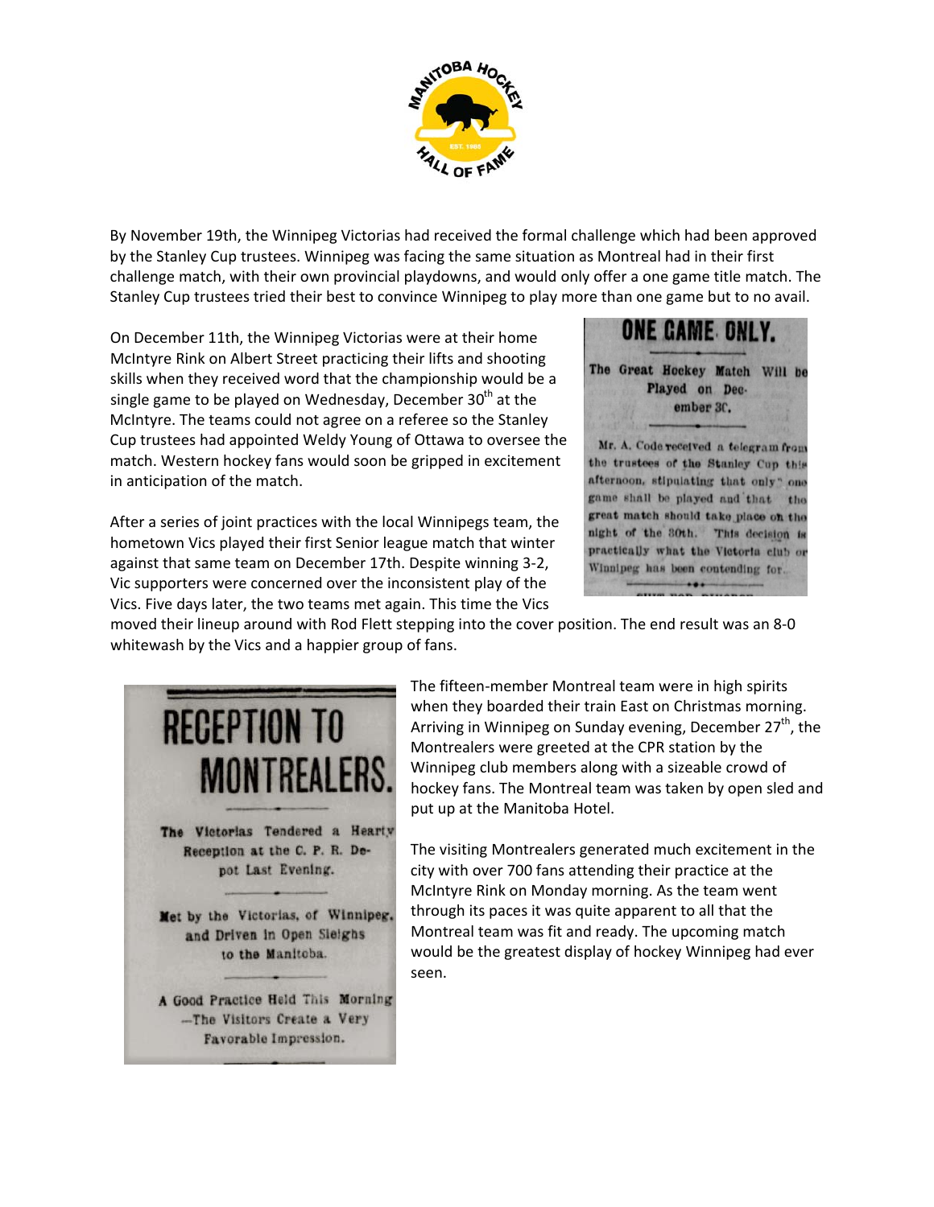By November 19th, the Winnipeg Victorias had received the formal challenge which had been approved by the Stanley Cup trustees. Winnipeg was facing the same situation as Montreal had in their first challenge match, with their own provincial playdowns, and would only offer a one game title match. The Stanley Cup trustees tried their best to convince Winnipeg to play more than one game but to no avail.

On December 11th, the Winnipeg Victorias were at their home McIntyre Rink on Albert Street practicing their lifts and shooting skills when they received word that the championship would be a single game to be played on Wednesday, December 30th at the McIntyre. The teams could not agree on a referee so the Stanley Cup trustees had appointed Weldy Young of Ottawa to oversee the match. Western hockey fans would soon be gripped in excitement in anticipation of the match.

**ONE GAME ONLY.**

**The Great Hockey Match Will be Played on December 30.**

Mr. A. Code received a telegram from the trustees of the Stanley Cup this afternoon, stipulating that only one game shall be played and that the great match should take place on the night of the 30th. This decision is practically what the Victoria club or Winnipeg has been contending for.

After a series of joint practices with the local Winnipegs team, the hometown Vics played their first Senior league match that winter against that same team on December 17th. Despite winning 3-2, Vic supporters were concerned over the inconsistent play of the Vics. Five days later, the two teams met again. This time the Vics moved their lineup around with Rod Flett stepping into the cover position. The end result was an 8-0 whitewash by the Vics and a happier group of fans.

**RECEPTION TO MONTREALERS.**

**The Victorias Tendered a Hearty Reception at the C. P. R. Depot Last Evening.**

**Met by the Victorias, of Winnipeg, and Driven in Open Sleighs to the Manitoba.**

**A Good Practice Held This Morning —The Visitors Create a Very Favorable Impression.**

The fifteen-member Montreal team were in high spirits when they boarded their train East on Christmas morning. Arriving in Winnipeg on Sunday evening, December 27th, the Montrealers were greeted at the CPR station by the Winnipeg club members along with a sizeable crowd of hockey fans. The Montreal team was taken by open sled and put up at the Manitoba Hotel.

The visiting Montrealers generated much excitement in the city with over 700 fans attending their practice at the McIntyre Rink on Monday morning. As the team went through its paces it was quite apparent to all that the Montreal team was fit and ready. The upcoming match would be the greatest display of hockey Winnipeg had ever seen.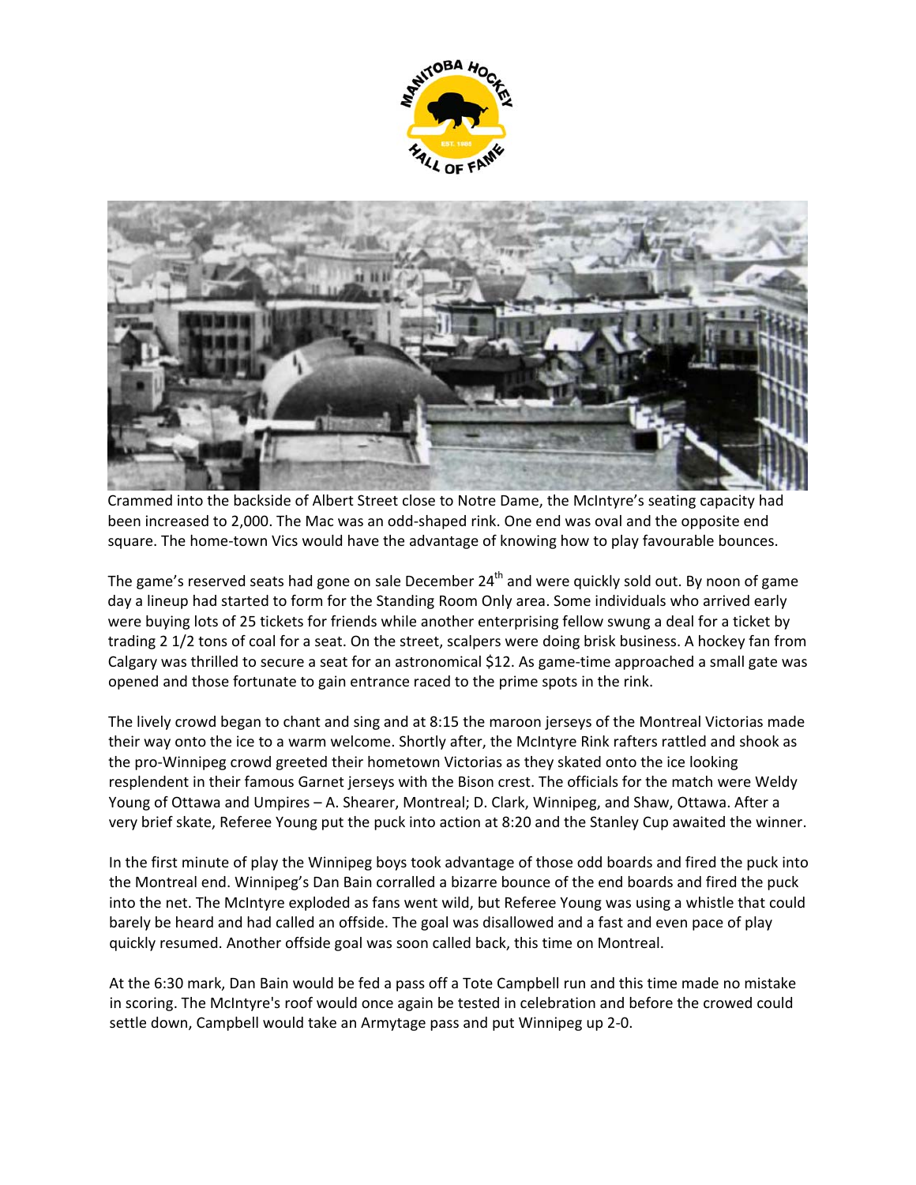Crammed into the backside of Albert Street close to Notre Dame, the McIntyre's seating capacity had been increased to 2,000. The Mac was an odd-shaped rink. One end was oval and the opposite end square. The home-town Vics would have the advantage of knowing how to play favourable bounces.

The game's reserved seats had gone on sale December 24th and were quickly sold out. By noon of game day a lineup had started to form for the Standing Room Only area. Some individuals who arrived early were buying lots of 25 tickets for friends while another enterprising fellow swung a deal for a ticket by trading 2 1/2 tons of coal for a seat. On the street, scalpers were doing brisk business. A hockey fan from Calgary was thrilled to secure a seat for an astronomical $12. As game-time approached a small gate was opened and those fortunate to gain entrance raced to the prime spots in the rink.

The lively crowd began to chant and sing and at 8:15 the maroon jerseys of the Montreal Victorias made their way onto the ice to a warm welcome. Shortly after, the McIntyre Rink rafters rattled and shook as the pro-Winnipeg crowd greeted their hometown Victorias as they skated onto the ice looking resplendent in their famous Garnet jerseys with the Bison crest. The officials for the match were Weldy Young of Ottawa and Umpires – A. Shearer, Montreal; D. Clark, Winnipeg, and Shaw, Ottawa. After a very brief skate, Referee Young put the puck into action at 8:20 and the Stanley Cup awaited the winner.

In the first minute of play the Winnipeg boys took advantage of those odd boards and fired the puck into the Montreal end. Winnipeg's Dan Bain corralled a bizarre bounce of the end boards and fired the puck into the net. The McIntyre exploded as fans went wild, but Referee Young was using a whistle that could barely be heard and had called an offside. The goal was disallowed and a fast and even pace of play quickly resumed. Another offside goal was soon called back, this time on Montreal.

At the 6:30 mark, Dan Bain would be fed a pass off a Tote Campbell run and this time made no mistake in scoring. The McIntyre's roof would once again be tested in celebration and before the crowed could settle down, Campbell would take an Armytage pass and put Winnipeg up 2-0.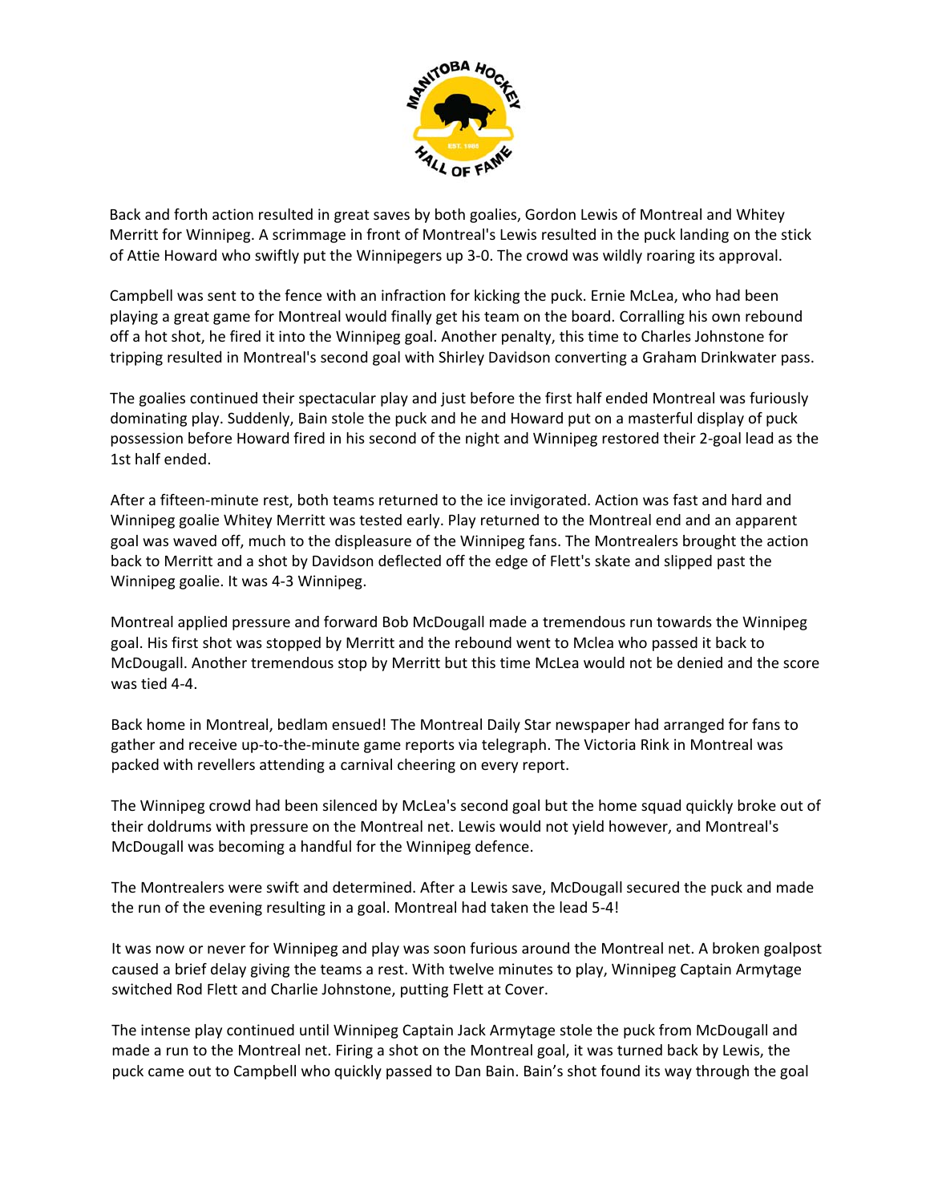Back and forth action resulted in great saves by both goalies, Gordon Lewis of Montreal and Whitey Merritt for Winnipeg. A scrimmage in front of Montreal's Lewis resulted in the puck landing on the stick of Attie Howard who swiftly put the Winnipegers up 3-0. The crowd was wildly roaring its approval.

Campbell was sent to the fence with an infraction for kicking the puck. Ernie McLea, who had been playing a great game for Montreal would finally get his team on the board. Corralling his own rebound off a hot shot, he fired it into the Winnipeg goal. Another penalty, this time to Charles Johnstone for tripping resulted in Montreal's second goal with Shirley Davidson converting a Graham Drinkwater pass.

The goalies continued their spectacular play and just before the first half ended Montreal was furiously dominating play. Suddenly, Bain stole the puck and he and Howard put on a masterful display of puck possession before Howard fired in his second of the night and Winnipeg restored their 2-goal lead as the 1st half ended.

After a fifteen-minute rest, both teams returned to the ice invigorated. Action was fast and hard and Winnipeg goalie Whitey Merritt was tested early. Play returned to the Montreal end and an apparent goal was waved off, much to the displeasure of the Winnipeg fans. The Montrealers brought the action back to Merritt and a shot by Davidson deflected off the edge of Flett's skate and slipped past the Winnipeg goalie. It was 4-3 Winnipeg.

Montreal applied pressure and forward Bob McDougall made a tremendous run towards the Winnipeg goal. His first shot was stopped by Merritt and the rebound went to Mclea who passed it back to McDougall. Another tremendous stop by Merritt but this time McLea would not be denied and the score was tied 4-4.

Back home in Montreal, bedlam ensued! The Montreal Daily Star newspaper had arranged for fans to gather and receive up-to-the-minute game reports via telegraph. The Victoria Rink in Montreal was packed with revellers attending a carnival cheering on every report.

The Winnipeg crowd had been silenced by McLea's second goal but the home squad quickly broke out of their doldrums with pressure on the Montreal net. Lewis would not yield however, and Montreal's McDougall was becoming a handful for the Winnipeg defence.

The Montrealers were swift and determined. After a Lewis save, McDougall secured the puck and made the run of the evening resulting in a goal. Montreal had taken the lead 5-4!

It was now or never for Winnipeg and play was soon furious around the Montreal net. A broken goalpost caused a brief delay giving the teams a rest. With twelve minutes to play, Winnipeg Captain Armytage switched Rod Flett and Charlie Johnstone, putting Flett at Cover.

The intense play continued until Winnipeg Captain Jack Armytage stole the puck from McDougall and made a run to the Montreal net. Firing a shot on the Montreal goal, it was turned back by Lewis, the puck came out to Campbell who quickly passed to Dan Bain. Bain's shot found its way through the goal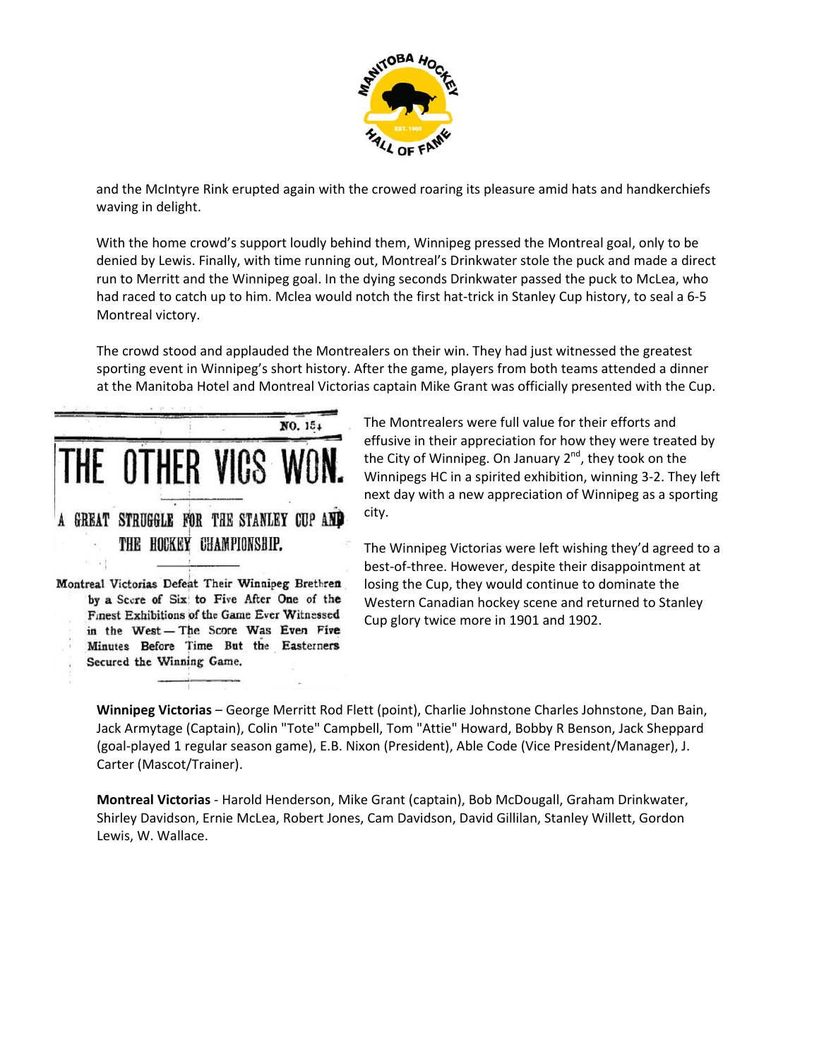and the McIntyre Rink erupted again with the crowed roaring its pleasure amid hats and handkerchiefs waving in delight.

With the home crowd's support loudly behind them, Winnipeg pressed the Montreal goal, only to be denied by Lewis. Finally, with time running out, Montreal's Drinkwater stole the puck and made a direct run to Merritt and the Winnipeg goal. In the dying seconds Drinkwater passed the puck to McLea, who had raced to catch up to him. Mclea would notch the first hat-trick in Stanley Cup history, to seal a 6-5 Montreal victory.

The crowd stood and applauded the Montrealers on their win. They had just witnessed the greatest sporting event in Winnipeg's short history. After the game, players from both teams attended a dinner at the Manitoba Hotel and Montreal Victorias captain Mike Grant was officially presented with the Cup.

NO. 154

# THE OTHER VICS WON.

## A GREAT STRUGGLE FOR THE STANLEY CUP AND THE HOCKEY CHAMPIONSHIP.

**Montreal Victorias Defeat Their Winnipeg Brethren by a Score of Six to Five After One of the Finest Exhibitions of the Game Ever Witnessed in the West — The Score Was Even Five Minutes Before Time But the Easterners Secured the Winning Game.**

The Montrealers were full value for their efforts and effusive in their appreciation for how they were treated by the City of Winnipeg. On January 2nd, they took on the Winnipegs HC in a spirited exhibition, winning 3-2. They left next day with a new appreciation of Winnipeg as a sporting city.

The Winnipeg Victorias were left wishing they'd agreed to a best-of-three. However, despite their disappointment at losing the Cup, they would continue to dominate the Western Canadian hockey scene and returned to Stanley Cup glory twice more in 1901 and 1902.

**Winnipeg Victorias** – George Merritt Rod Flett (point), Charlie Johnstone Charles Johnstone, Dan Bain, Jack Armytage (Captain), Colin "Tote" Campbell, Tom "Attie" Howard, Bobby R Benson, Jack Sheppard (goal-played 1 regular season game), E.B. Nixon (President), Able Code (Vice President/Manager), J. Carter (Mascot/Trainer).

**Montreal Victorias** - Harold Henderson, Mike Grant (captain), Bob McDougall, Graham Drinkwater, Shirley Davidson, Ernie McLea, Robert Jones, Cam Davidson, David Gillilan, Stanley Willett, Gordon Lewis, W. Wallace.